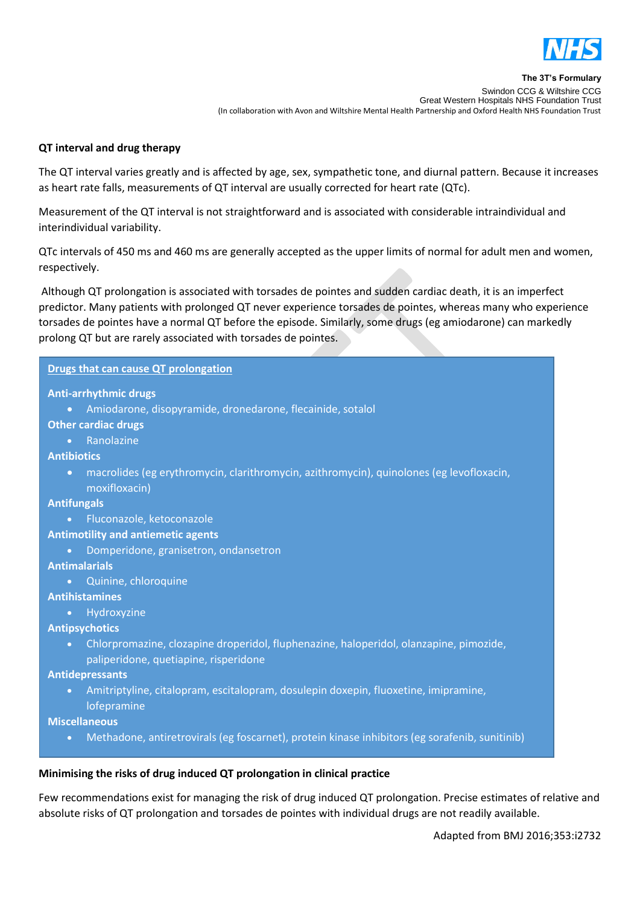**The 3T's Formulary**
Swindon CCG & Wiltshire CCG
Great Western Hospitals NHS Foundation Trust
(In collaboration with Avon and Wiltshire Mental Health Partnership and Oxford Health NHS Foundation Trust

## QT interval and drug therapy

The QT interval varies greatly and is affected by age, sex, sympathetic tone, and diurnal pattern. Because it increases as heart rate falls, measurements of QT interval are usually corrected for heart rate (QTc).

Measurement of the QT interval is not straightforward and is associated with considerable intraindividual and interindividual variability.

QTc intervals of 450 ms and 460 ms are generally accepted as the upper limits of normal for adult men and women, respectively.

Although QT prolongation is associated with torsades de pointes and sudden cardiac death, it is an imperfect predictor. Many patients with prolonged QT never experience torsades de pointes, whereas many who experience torsades de pointes have a normal QT before the episode. Similarly, some drugs (eg amiodarone) can markedly prolong QT but are rarely associated with torsades de pointes.

### Drugs that can cause QT prolongation

**Anti-arrhythmic drugs**
- Amiodarone, disopyramide, dronedarone, flecainide, sotalol

**Other cardiac drugs**
- Ranolazine

**Antibiotics**
- macrolides (eg erythromycin, clarithromycin, azithromycin), quinolones (eg levofloxacin, moxifloxacin)

**Antifungals**
- Fluconazole, ketoconazole

**Antimotility and antiemetic agents**
- Domperidone, granisetron, ondansetron

**Antimalarials**
- Quinine, chloroquine

**Antihistamines**
- Hydroxyzine

**Antipsychotics**
- Chlorpromazine, clozapine droperidol, fluphenazine, haloperidol, olanzapine, pimozide, paliperidone, quetiapine, risperidone

**Antidepressants**
- Amitriptyline, citalopram, escitalopram, dosulepin doxepin, fluoxetine, imipramine, lofepramine

**Miscellaneous**
- Methadone, antiretrovirals (eg foscarnet), protein kinase inhibitors (eg sorafenib, sunitinib)

## Minimising the risks of drug induced QT prolongation in clinical practice

Few recommendations exist for managing the risk of drug induced QT prolongation. Precise estimates of relative and absolute risks of QT prolongation and torsades de pointes with individual drugs are not readily available.

Adapted from BMJ 2016;353:i2732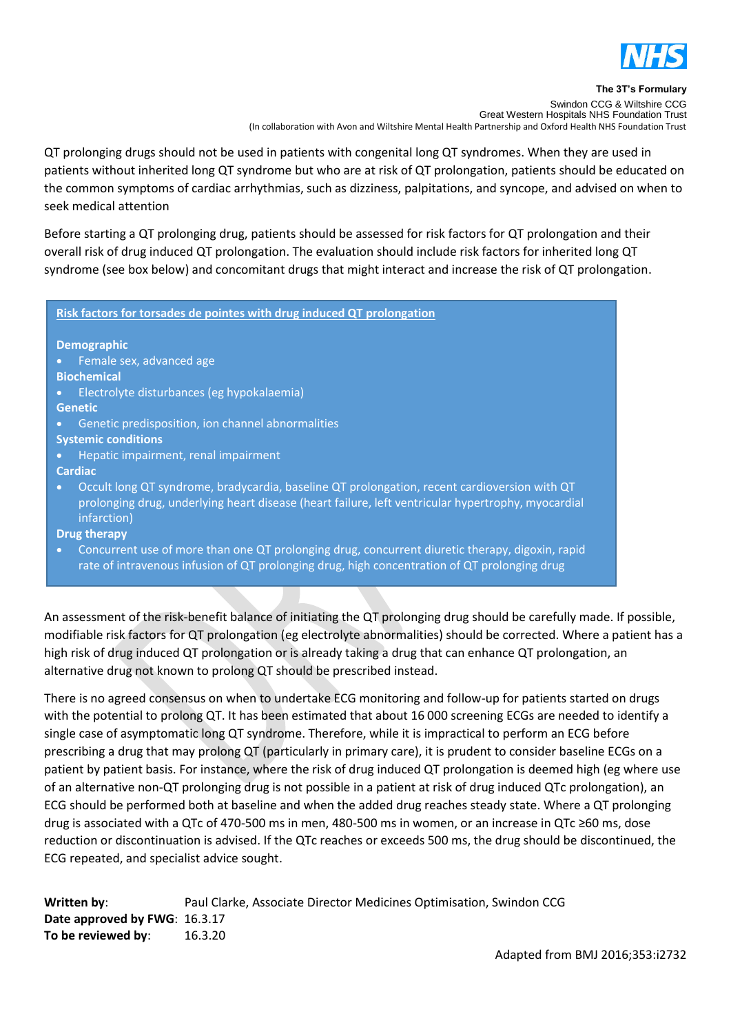QT prolonging drugs should not be used in patients with congenital long QT syndromes. When they are used in patients without inherited long QT syndrome but who are at risk of QT prolongation, patients should be educated on the common symptoms of cardiac arrhythmias, such as dizziness, palpitations, and syncope, and advised on when to seek medical attention

Before starting a QT prolonging drug, patients should be assessed for risk factors for QT prolongation and their overall risk of drug induced QT prolongation. The evaluation should include risk factors for inherited long QT syndrome (see box below) and concomitant drugs that might interact and increase the risk of QT prolongation.

**Risk factors for torsades de pointes with drug induced QT prolongation**

**Demographic**
- Female sex, advanced age

**Biochemical**
- Electrolyte disturbances (eg hypokalaemia)

**Genetic**
- Genetic predisposition, ion channel abnormalities

**Systemic conditions**
- Hepatic impairment, renal impairment

**Cardiac**
- Occult long QT syndrome, bradycardia, baseline QT prolongation, recent cardioversion with QT prolonging drug, underlying heart disease (heart failure, left ventricular hypertrophy, myocardial infarction)

**Drug therapy**
- Concurrent use of more than one QT prolonging drug, concurrent diuretic therapy, digoxin, rapid rate of intravenous infusion of QT prolonging drug, high concentration of QT prolonging drug

An assessment of the risk-benefit balance of initiating the QT prolonging drug should be carefully made. If possible, modifiable risk factors for QT prolongation (eg electrolyte abnormalities) should be corrected. Where a patient has a high risk of drug induced QT prolongation or is already taking a drug that can enhance QT prolongation, an alternative drug not known to prolong QT should be prescribed instead.

There is no agreed consensus on when to undertake ECG monitoring and follow-up for patients started on drugs with the potential to prolong QT. It has been estimated that about 16 000 screening ECGs are needed to identify a single case of asymptomatic long QT syndrome. Therefore, while it is impractical to perform an ECG before prescribing a drug that may prolong QT (particularly in primary care), it is prudent to consider baseline ECGs on a patient by patient basis. For instance, where the risk of drug induced QT prolongation is deemed high (eg where use of an alternative non-QT prolonging drug is not possible in a patient at risk of drug induced QTc prolongation), an ECG should be performed both at baseline and when the added drug reaches steady state. Where a QT prolonging drug is associated with a QTc of 470-500 ms in men, 480-500 ms in women, or an increase in QTc ≥60 ms, dose reduction or discontinuation is advised. If the QTc reaches or exceeds 500 ms, the drug should be discontinued, the ECG repeated, and specialist advice sought.

**Written by**: Paul Clarke, Associate Director Medicines Optimisation, Swindon CCG
**Date approved by FWG**: 16.3.17
**To be reviewed by**: 16.3.20

Adapted from BMJ 2016;353:i2732